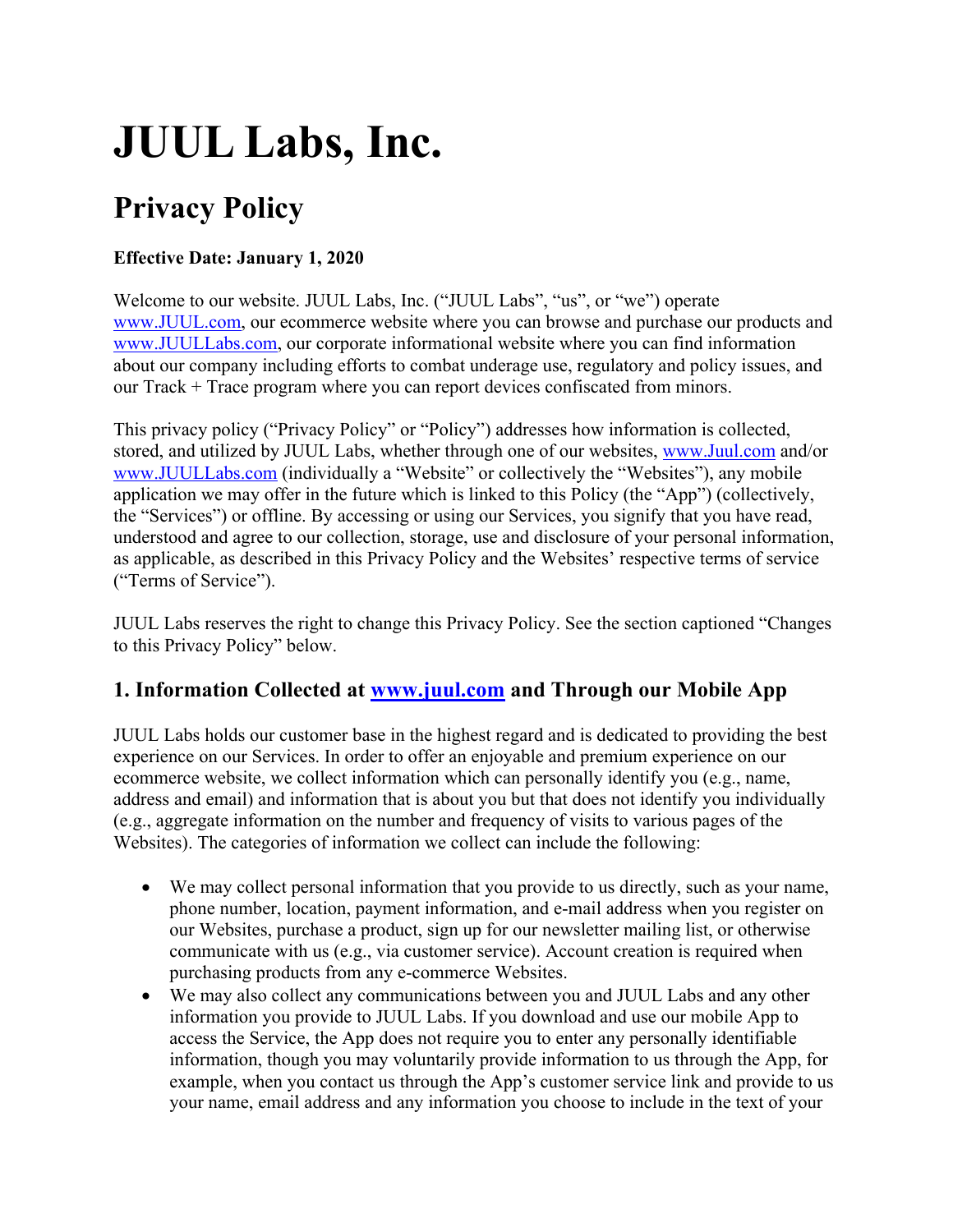# JUUL Labs, Inc.

## Privacy Policy

**Effective Date: January 1, 2020**

Welcome to our website. JUUL Labs, Inc. ("JUUL Labs", "us", or "we") operate www.JUUL.com, our ecommerce website where you can browse and purchase our products and www.JUULLabs.com, our corporate informational website where you can find information about our company including efforts to combat underage use, regulatory and policy issues, and our Track + Trace program where you can report devices confiscated from minors.

This privacy policy ("Privacy Policy" or "Policy") addresses how information is collected, stored, and utilized by JUUL Labs, whether through one of our websites, www.Juul.com and/or www.JUULLabs.com (individually a "Website" or collectively the "Websites"), any mobile application we may offer in the future which is linked to this Policy (the "App") (collectively, the "Services") or offline. By accessing or using our Services, you signify that you have read, understood and agree to our collection, storage, use and disclosure of your personal information, as applicable, as described in this Privacy Policy and the Websites' respective terms of service ("Terms of Service").

JUUL Labs reserves the right to change this Privacy Policy. See the section captioned "Changes to this Privacy Policy" below.

### 1. Information Collected at www.juul.com and Through our Mobile App

JUUL Labs holds our customer base in the highest regard and is dedicated to providing the best experience on our Services. In order to offer an enjoyable and premium experience on our ecommerce website, we collect information which can personally identify you (e.g., name, address and email) and information that is about you but that does not identify you individually (e.g., aggregate information on the number and frequency of visits to various pages of the Websites). The categories of information we collect can include the following:

- We may collect personal information that you provide to us directly, such as your name, phone number, location, payment information, and e-mail address when you register on our Websites, purchase a product, sign up for our newsletter mailing list, or otherwise communicate with us (e.g., via customer service). Account creation is required when purchasing products from any e-commerce Websites.
- We may also collect any communications between you and JUUL Labs and any other information you provide to JUUL Labs. If you download and use our mobile App to access the Service, the App does not require you to enter any personally identifiable information, though you may voluntarily provide information to us through the App, for example, when you contact us through the App's customer service link and provide to us your name, email address and any information you choose to include in the text of your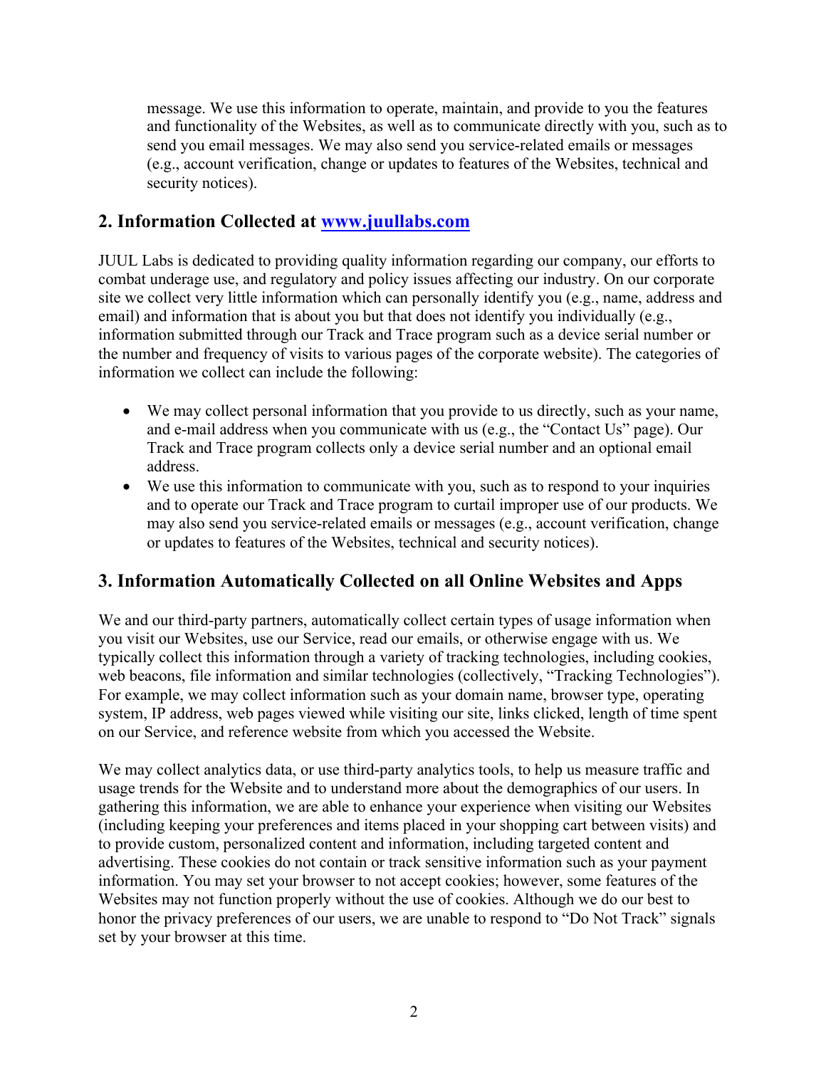message. We use this information to operate, maintain, and provide to you the features and functionality of the Websites, as well as to communicate directly with you, such as to send you email messages. We may also send you service-related emails or messages (e.g., account verification, change or updates to features of the Websites, technical and security notices).

## 2. Information Collected at [www.juullabs.com](www.juullabs.com)

JUUL Labs is dedicated to providing quality information regarding our company, our efforts to combat underage use, and regulatory and policy issues affecting our industry. On our corporate site we collect very little information which can personally identify you (e.g., name, address and email) and information that is about you but that does not identify you individually (e.g., information submitted through our Track and Trace program such as a device serial number or the number and frequency of visits to various pages of the corporate website). The categories of information we collect can include the following:

- We may collect personal information that you provide to us directly, such as your name, and e-mail address when you communicate with us (e.g., the "Contact Us" page). Our Track and Trace program collects only a device serial number and an optional email address.
- We use this information to communicate with you, such as to respond to your inquiries and to operate our Track and Trace program to curtail improper use of our products. We may also send you service-related emails or messages (e.g., account verification, change or updates to features of the Websites, technical and security notices).

## 3. Information Automatically Collected on all Online Websites and Apps

We and our third-party partners, automatically collect certain types of usage information when you visit our Websites, use our Service, read our emails, or otherwise engage with us. We typically collect this information through a variety of tracking technologies, including cookies, web beacons, file information and similar technologies (collectively, "Tracking Technologies"). For example, we may collect information such as your domain name, browser type, operating system, IP address, web pages viewed while visiting our site, links clicked, length of time spent on our Service, and reference website from which you accessed the Website.

We may collect analytics data, or use third-party analytics tools, to help us measure traffic and usage trends for the Website and to understand more about the demographics of our users. In gathering this information, we are able to enhance your experience when visiting our Websites (including keeping your preferences and items placed in your shopping cart between visits) and to provide custom, personalized content and information, including targeted content and advertising. These cookies do not contain or track sensitive information such as your payment information. You may set your browser to not accept cookies; however, some features of the Websites may not function properly without the use of cookies. Although we do our best to honor the privacy preferences of our users, we are unable to respond to "Do Not Track" signals set by your browser at this time.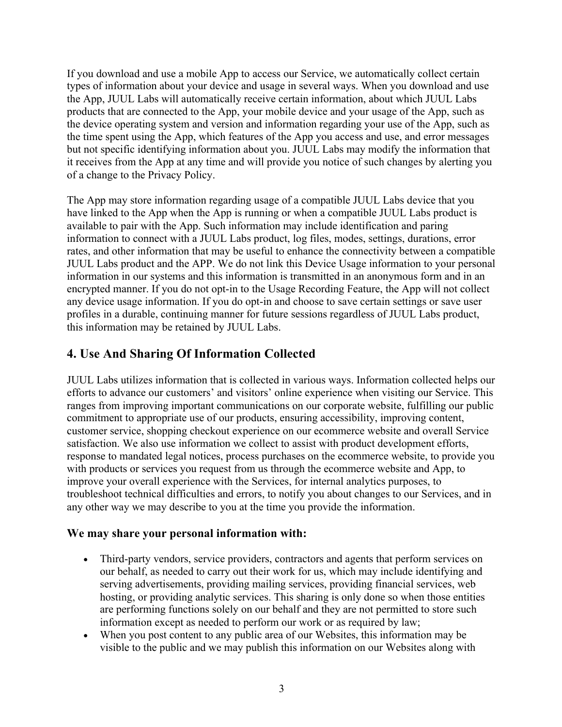If you download and use a mobile App to access our Service, we automatically collect certain types of information about your device and usage in several ways. When you download and use the App, JUUL Labs will automatically receive certain information, about which JUUL Labs products that are connected to the App, your mobile device and your usage of the App, such as the device operating system and version and information regarding your use of the App, such as the time spent using the App, which features of the App you access and use, and error messages but not specific identifying information about you. JUUL Labs may modify the information that it receives from the App at any time and will provide you notice of such changes by alerting you of a change to the Privacy Policy.

The App may store information regarding usage of a compatible JUUL Labs device that you have linked to the App when the App is running or when a compatible JUUL Labs product is available to pair with the App. Such information may include identification and paring information to connect with a JUUL Labs product, log files, modes, settings, durations, error rates, and other information that may be useful to enhance the connectivity between a compatible JUUL Labs product and the APP. We do not link this Device Usage information to your personal information in our systems and this information is transmitted in an anonymous form and in an encrypted manner. If you do not opt-in to the Usage Recording Feature, the App will not collect any device usage information. If you do opt-in and choose to save certain settings or save user profiles in a durable, continuing manner for future sessions regardless of JUUL Labs product, this information may be retained by JUUL Labs.

## 4. Use And Sharing Of Information Collected

JUUL Labs utilizes information that is collected in various ways. Information collected helps our efforts to advance our customers' and visitors' online experience when visiting our Service. This ranges from improving important communications on our corporate website, fulfilling our public commitment to appropriate use of our products, ensuring accessibility, improving content, customer service, shopping checkout experience on our ecommerce website and overall Service satisfaction. We also use information we collect to assist with product development efforts, response to mandated legal notices, process purchases on the ecommerce website, to provide you with products or services you request from us through the ecommerce website and App, to improve your overall experience with the Services, for internal analytics purposes, to troubleshoot technical difficulties and errors, to notify you about changes to our Services, and in any other way we may describe to you at the time you provide the information.

### We may share your personal information with:

- Third-party vendors, service providers, contractors and agents that perform services on our behalf, as needed to carry out their work for us, which may include identifying and serving advertisements, providing mailing services, providing financial services, web hosting, or providing analytic services. This sharing is only done so when those entities are performing functions solely on our behalf and they are not permitted to store such information except as needed to perform our work or as required by law;
- When you post content to any public area of our Websites, this information may be visible to the public and we may publish this information on our Websites along with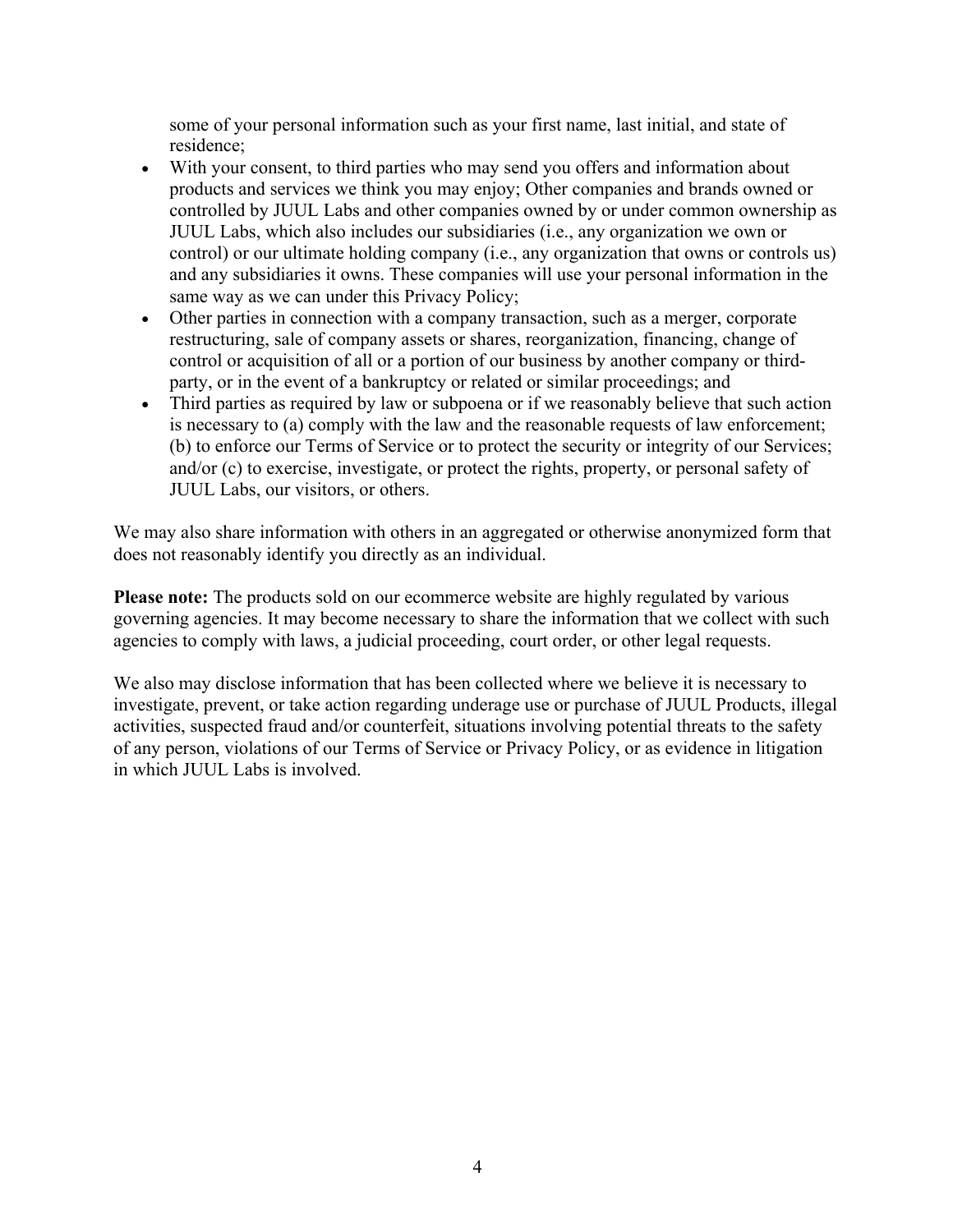some of your personal information such as your first name, last initial, and state of residence;

- With your consent, to third parties who may send you offers and information about products and services we think you may enjoy; Other companies and brands owned or controlled by JUUL Labs and other companies owned by or under common ownership as JUUL Labs, which also includes our subsidiaries (i.e., any organization we own or control) or our ultimate holding company (i.e., any organization that owns or controls us) and any subsidiaries it owns. These companies will use your personal information in the same way as we can under this Privacy Policy;
- Other parties in connection with a company transaction, such as a merger, corporate restructuring, sale of company assets or shares, reorganization, financing, change of control or acquisition of all or a portion of our business by another company or third-party, or in the event of a bankruptcy or related or similar proceedings; and
- Third parties as required by law or subpoena or if we reasonably believe that such action is necessary to (a) comply with the law and the reasonable requests of law enforcement; (b) to enforce our Terms of Service or to protect the security or integrity of our Services; and/or (c) to exercise, investigate, or protect the rights, property, or personal safety of JUUL Labs, our visitors, or others.

We may also share information with others in an aggregated or otherwise anonymized form that does not reasonably identify you directly as an individual.

**Please note:** The products sold on our ecommerce website are highly regulated by various governing agencies. It may become necessary to share the information that we collect with such agencies to comply with laws, a judicial proceeding, court order, or other legal requests.

We also may disclose information that has been collected where we believe it is necessary to investigate, prevent, or take action regarding underage use or purchase of JUUL Products, illegal activities, suspected fraud and/or counterfeit, situations involving potential threats to the safety of any person, violations of our Terms of Service or Privacy Policy, or as evidence in litigation in which JUUL Labs is involved.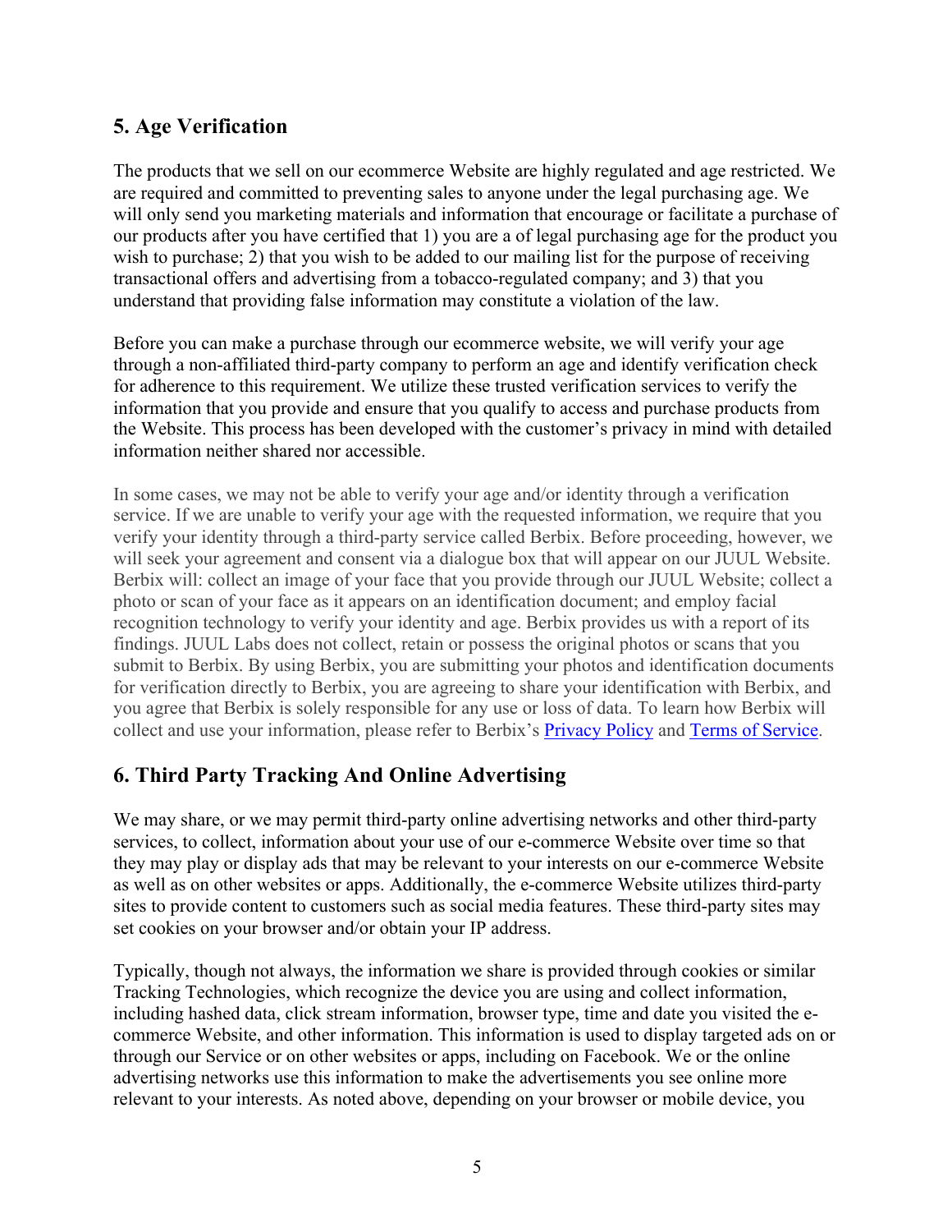## 5. Age Verification

The products that we sell on our ecommerce Website are highly regulated and age restricted. We are required and committed to preventing sales to anyone under the legal purchasing age. We will only send you marketing materials and information that encourage or facilitate a purchase of our products after you have certified that 1) you are a of legal purchasing age for the product you wish to purchase; 2) that you wish to be added to our mailing list for the purpose of receiving transactional offers and advertising from a tobacco-regulated company; and 3) that you understand that providing false information may constitute a violation of the law.

Before you can make a purchase through our ecommerce website, we will verify your age through a non-affiliated third-party company to perform an age and identify verification check for adherence to this requirement. We utilize these trusted verification services to verify the information that you provide and ensure that you qualify to access and purchase products from the Website. This process has been developed with the customer's privacy in mind with detailed information neither shared nor accessible.

In some cases, we may not be able to verify your age and/or identity through a verification service. If we are unable to verify your age with the requested information, we require that you verify your identity through a third-party service called Berbix. Before proceeding, however, we will seek your agreement and consent via a dialogue box that will appear on our JUUL Website. Berbix will: collect an image of your face that you provide through our JUUL Website; collect a photo or scan of your face as it appears on an identification document; and employ facial recognition technology to verify your identity and age. Berbix provides us with a report of its findings. JUUL Labs does not collect, retain or possess the original photos or scans that you submit to Berbix. By using Berbix, you are submitting your photos and identification documents for verification directly to Berbix, you are agreeing to share your identification with Berbix, and you agree that Berbix is solely responsible for any use or loss of data. To learn how Berbix will collect and use your information, please refer to Berbix's Privacy Policy and Terms of Service.

## 6. Third Party Tracking And Online Advertising

We may share, or we may permit third-party online advertising networks and other third-party services, to collect, information about your use of our e-commerce Website over time so that they may play or display ads that may be relevant to your interests on our e-commerce Website as well as on other websites or apps. Additionally, the e-commerce Website utilizes third-party sites to provide content to customers such as social media features. These third-party sites may set cookies on your browser and/or obtain your IP address.

Typically, though not always, the information we share is provided through cookies or similar Tracking Technologies, which recognize the device you are using and collect information, including hashed data, click stream information, browser type, time and date you visited the e-commerce Website, and other information. This information is used to display targeted ads on or through our Service or on other websites or apps, including on Facebook. We or the online advertising networks use this information to make the advertisements you see online more relevant to your interests. As noted above, depending on your browser or mobile device, you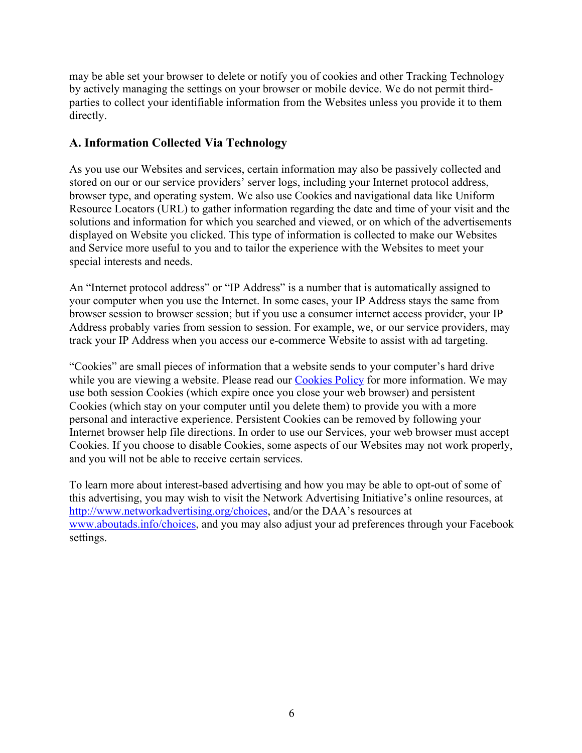may be able set your browser to delete or notify you of cookies and other Tracking Technology by actively managing the settings on your browser or mobile device. We do not permit third-parties to collect your identifiable information from the Websites unless you provide it to them directly.

### A. Information Collected Via Technology

As you use our Websites and services, certain information may also be passively collected and stored on our or our service providers' server logs, including your Internet protocol address, browser type, and operating system. We also use Cookies and navigational data like Uniform Resource Locators (URL) to gather information regarding the date and time of your visit and the solutions and information for which you searched and viewed, or on which of the advertisements displayed on Website you clicked. This type of information is collected to make our Websites and Service more useful to you and to tailor the experience with the Websites to meet your special interests and needs.

An "Internet protocol address" or "IP Address" is a number that is automatically assigned to your computer when you use the Internet. In some cases, your IP Address stays the same from browser session to browser session; but if you use a consumer internet access provider, your IP Address probably varies from session to session. For example, we, or our service providers, may track your IP Address when you access our e-commerce Website to assist with ad targeting.

"Cookies" are small pieces of information that a website sends to your computer's hard drive while you are viewing a website. Please read our Cookies Policy for more information. We may use both session Cookies (which expire once you close your web browser) and persistent Cookies (which stay on your computer until you delete them) to provide you with a more personal and interactive experience. Persistent Cookies can be removed by following your Internet browser help file directions. In order to use our Services, your web browser must accept Cookies. If you choose to disable Cookies, some aspects of our Websites may not work properly, and you will not be able to receive certain services.

To learn more about interest-based advertising and how you may be able to opt-out of some of this advertising, you may wish to visit the Network Advertising Initiative's online resources, at http://www.networkadvertising.org/choices, and/or the DAA's resources at www.aboutads.info/choices, and you may also adjust your ad preferences through your Facebook settings.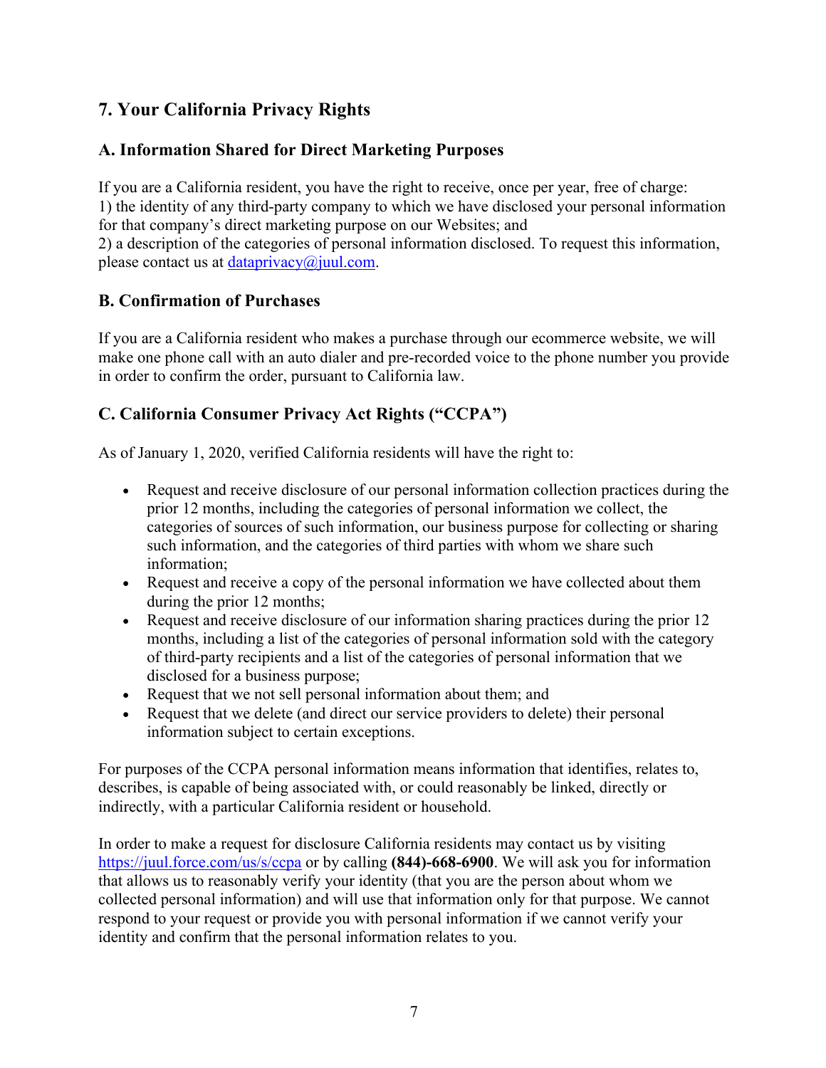## 7. Your California Privacy Rights

### A. Information Shared for Direct Marketing Purposes

If you are a California resident, you have the right to receive, once per year, free of charge:
1) the identity of any third-party company to which we have disclosed your personal information for that company's direct marketing purpose on our Websites; and
2) a description of the categories of personal information disclosed. To request this information, please contact us at [dataprivacy@juul.com](mailto:dataprivacy@juul.com).

### B. Confirmation of Purchases

If you are a California resident who makes a purchase through our ecommerce website, we will make one phone call with an auto dialer and pre-recorded voice to the phone number you provide in order to confirm the order, pursuant to California law.

### C. California Consumer Privacy Act Rights ("CCPA")

As of January 1, 2020, verified California residents will have the right to:

- Request and receive disclosure of our personal information collection practices during the prior 12 months, including the categories of personal information we collect, the categories of sources of such information, our business purpose for collecting or sharing such information, and the categories of third parties with whom we share such information;
- Request and receive a copy of the personal information we have collected about them during the prior 12 months;
- Request and receive disclosure of our information sharing practices during the prior 12 months, including a list of the categories of personal information sold with the category of third-party recipients and a list of the categories of personal information that we disclosed for a business purpose;
- Request that we not sell personal information about them; and
- Request that we delete (and direct our service providers to delete) their personal information subject to certain exceptions.

For purposes of the CCPA personal information means information that identifies, relates to, describes, is capable of being associated with, or could reasonably be linked, directly or indirectly, with a particular California resident or household.

In order to make a request for disclosure California residents may contact us by visiting [https://juul.force.com/us/s/ccpa](https://juul.force.com/us/s/ccpa) or by calling **(844)-668-6900**. We will ask you for information that allows us to reasonably verify your identity (that you are the person about whom we collected personal information) and will use that information only for that purpose. We cannot respond to your request or provide you with personal information if we cannot verify your identity and confirm that the personal information relates to you.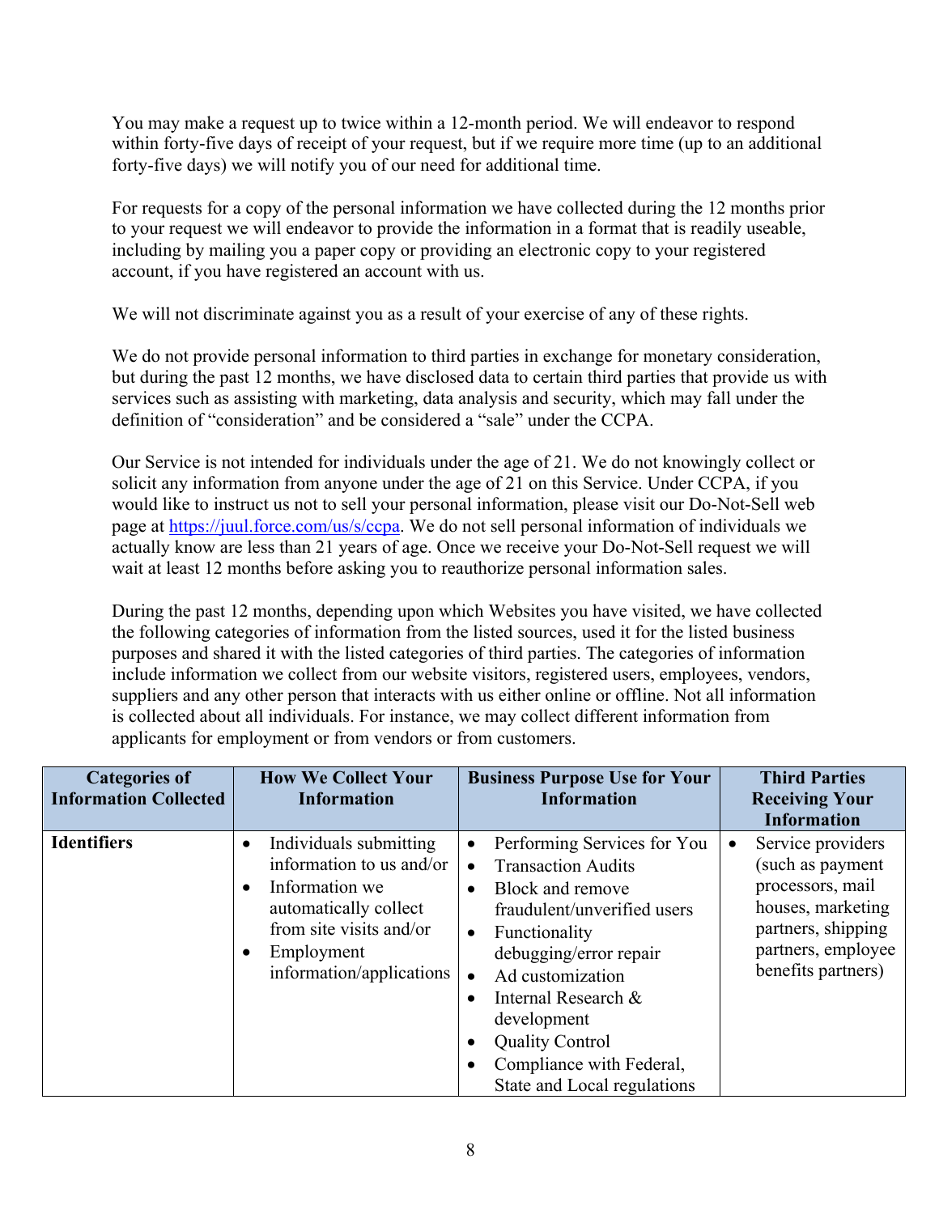You may make a request up to twice within a 12-month period. We will endeavor to respond within forty-five days of receipt of your request, but if we require more time (up to an additional forty-five days) we will notify you of our need for additional time.

For requests for a copy of the personal information we have collected during the 12 months prior to your request we will endeavor to provide the information in a format that is readily useable, including by mailing you a paper copy or providing an electronic copy to your registered account, if you have registered an account with us.

We will not discriminate against you as a result of your exercise of any of these rights.

We do not provide personal information to third parties in exchange for monetary consideration, but during the past 12 months, we have disclosed data to certain third parties that provide us with services such as assisting with marketing, data analysis and security, which may fall under the definition of "consideration" and be considered a "sale" under the CCPA.

Our Service is not intended for individuals under the age of 21. We do not knowingly collect or solicit any information from anyone under the age of 21 on this Service. Under CCPA, if you would like to instruct us not to sell your personal information, please visit our Do-Not-Sell web page at [https://juul.force.com/us/s/ccpa](https://juul.force.com/us/s/ccpa). We do not sell personal information of individuals we actually know are less than 21 years of age. Once we receive your Do-Not-Sell request we will wait at least 12 months before asking you to reauthorize personal information sales.

During the past 12 months, depending upon which Websites you have visited, we have collected the following categories of information from the listed sources, used it for the listed business purposes and shared it with the listed categories of third parties. The categories of information include information we collect from our website visitors, registered users, employees, vendors, suppliers and any other person that interacts with us either online or offline. Not all information is collected about all individuals. For instance, we may collect different information from applicants for employment or from vendors or from customers.

| Categories of Information Collected | How We Collect Your Information | Business Purpose Use for Your Information | Third Parties Receiving Your Information |
|---|---|---|---|
| **Identifiers** | • Individuals submitting information to us and/or<br>• Information we automatically collect from site visits and/or<br>• Employment information/applications | • Performing Services for You<br>• Transaction Audits<br>• Block and remove fraudulent/unverified users<br>• Functionality debugging/error repair<br>• Ad customization<br>• Internal Research & development<br>• Quality Control<br>• Compliance with Federal, State and Local regulations | • Service providers (such as payment processors, mail houses, marketing partners, shipping partners, employee benefits partners) |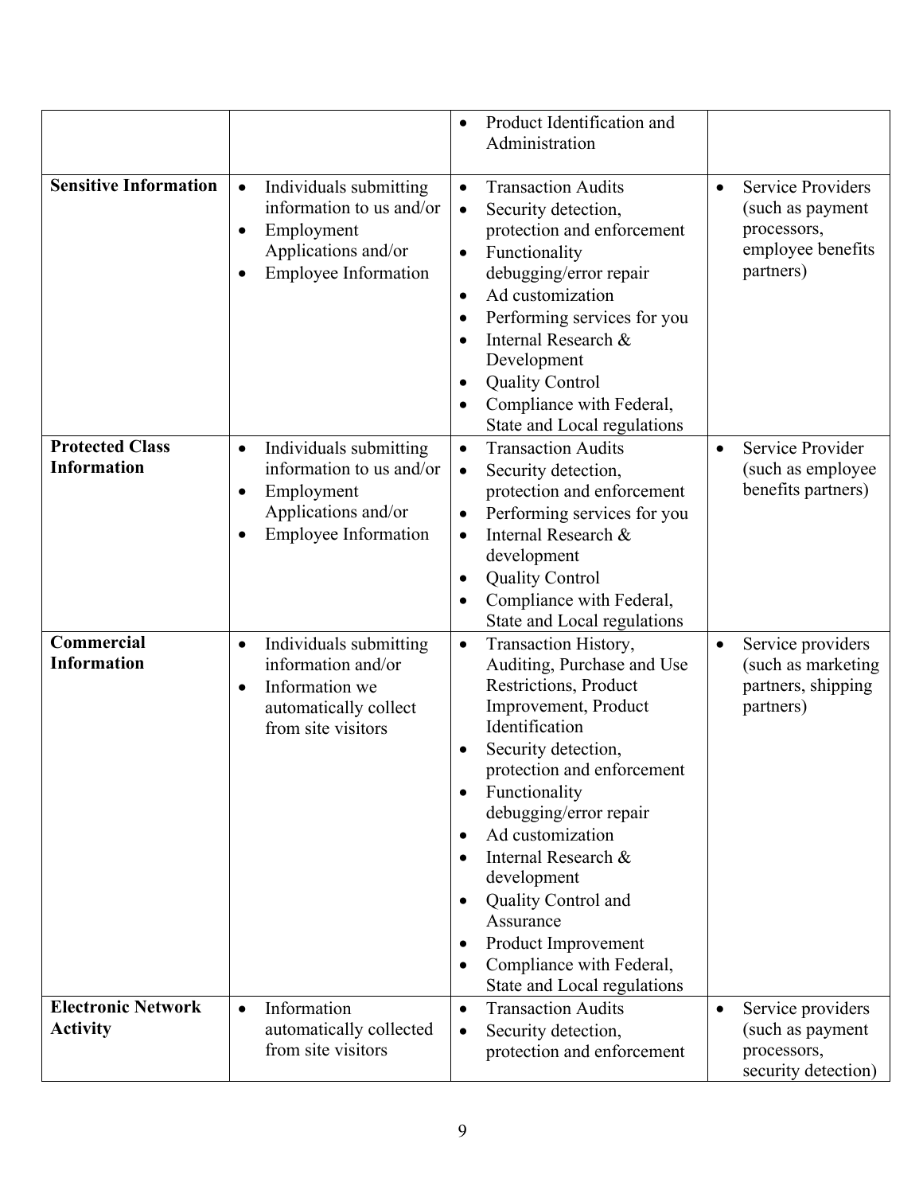| | | | |
|---|---|---|---|
| | | • Product Identification and Administration | |
| **Sensitive Information** | • Individuals submitting information to us and/or<br>• Employment Applications and/or<br>• Employee Information | • Transaction Audits<br>• Security detection, protection and enforcement<br>• Functionality debugging/error repair<br>• Ad customization<br>• Performing services for you<br>• Internal Research & Development<br>• Quality Control<br>• Compliance with Federal, State and Local regulations | • Service Providers (such as payment processors, employee benefits partners) |
| **Protected Class Information** | • Individuals submitting information to us and/or<br>• Employment Applications and/or<br>• Employee Information | • Transaction Audits<br>• Security detection, protection and enforcement<br>• Performing services for you<br>• Internal Research & development<br>• Quality Control<br>• Compliance with Federal, State and Local regulations | • Service Provider (such as employee benefits partners) |
| **Commercial Information** | • Individuals submitting information and/or<br>• Information we automatically collect from site visitors | • Transaction History, Auditing, Purchase and Use Restrictions, Product Improvement, Product Identification<br>• Security detection, protection and enforcement<br>• Functionality debugging/error repair<br>• Ad customization<br>• Internal Research & development<br>• Quality Control and Assurance<br>• Product Improvement<br>• Compliance with Federal, State and Local regulations | • Service providers (such as marketing partners, shipping partners) |
| **Electronic Network Activity** | • Information automatically collected from site visitors | • Transaction Audits<br>• Security detection, protection and enforcement | • Service providers (such as payment processors, security detection) |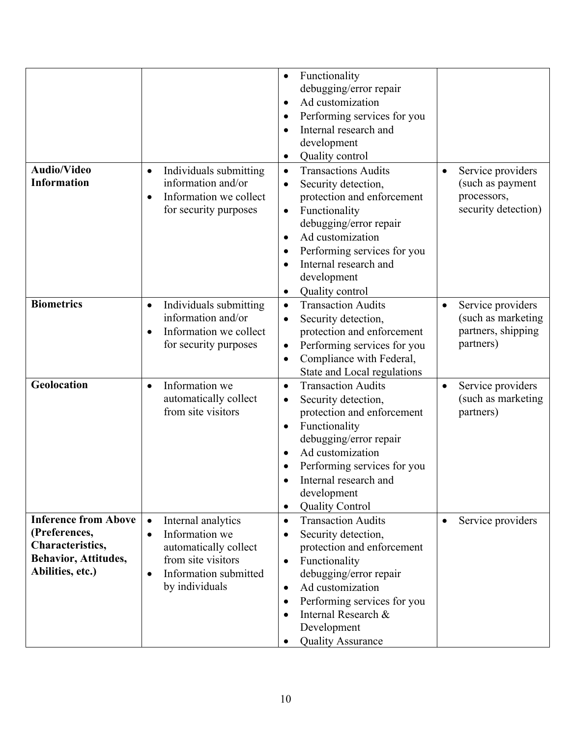| | | | |
|---|---|---|---|
| | | • Functionality debugging/error repair<br>• Ad customization<br>• Performing services for you<br>• Internal research and development<br>• Quality control | |
| **Audio/Video Information** | • Individuals submitting information and/or<br>• Information we collect for security purposes | • Transactions Audits<br>• Security detection, protection and enforcement<br>• Functionality debugging/error repair<br>• Ad customization<br>• Performing services for you<br>• Internal research and development<br>• Quality control | • Service providers (such as payment processors, security detection) |
| **Biometrics** | • Individuals submitting information and/or<br>• Information we collect for security purposes | • Transaction Audits<br>• Security detection, protection and enforcement<br>• Performing services for you<br>• Compliance with Federal, State and Local regulations | • Service providers (such as marketing partners, shipping partners) |
| **Geolocation** | • Information we automatically collect from site visitors | • Transaction Audits<br>• Security detection, protection and enforcement<br>• Functionality debugging/error repair<br>• Ad customization<br>• Performing services for you<br>• Internal research and development<br>• Quality Control | • Service providers (such as marketing partners) |
| **Inference from Above (Preferences, Characteristics, Behavior, Attitudes, Abilities, etc.)** | • Internal analytics<br>• Information we automatically collect from site visitors<br>• Information submitted by individuals | • Transaction Audits<br>• Security detection, protection and enforcement<br>• Functionality debugging/error repair<br>• Ad customization<br>• Performing services for you<br>• Internal Research & Development<br>• Quality Assurance | • Service providers |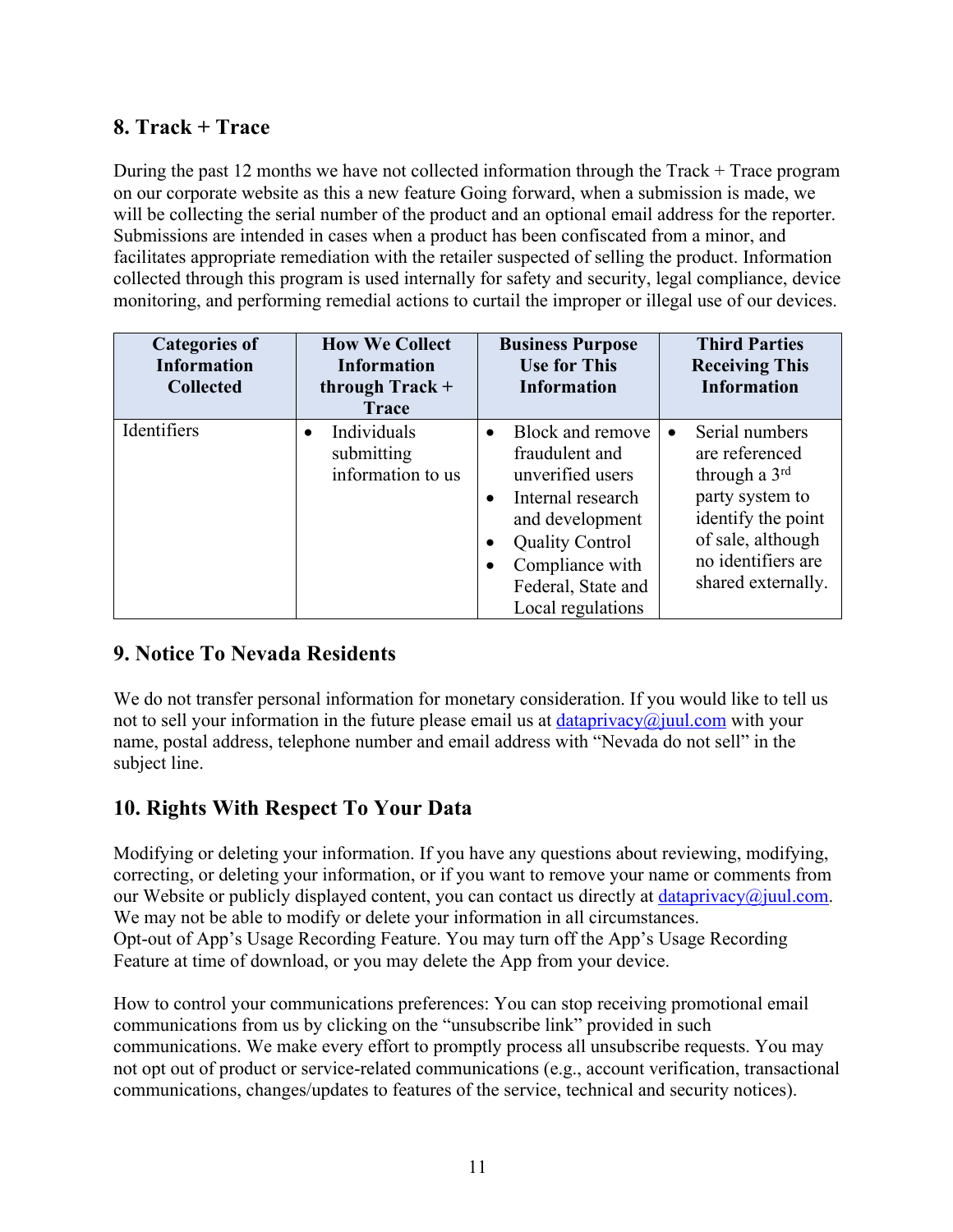## 8. Track + Trace

During the past 12 months we have not collected information through the Track + Trace program on our corporate website as this a new feature Going forward, when a submission is made, we will be collecting the serial number of the product and an optional email address for the reporter. Submissions are intended in cases when a product has been confiscated from a minor, and facilitates appropriate remediation with the retailer suspected of selling the product. Information collected through this program is used internally for safety and security, legal compliance, device monitoring, and performing remedial actions to curtail the improper or illegal use of our devices.

| Categories of Information Collected | How We Collect Information through Track + Trace | Business Purpose Use for This Information | Third Parties Receiving This Information |
|---|---|---|---|
| Identifiers | • Individuals submitting information to us | • Block and remove fraudulent and unverified users<br>• Internal research and development<br>• Quality Control<br>• Compliance with Federal, State and Local regulations | • Serial numbers are referenced through a 3rd party system to identify the point of sale, although no identifiers are shared externally. |

## 9. Notice To Nevada Residents

We do not transfer personal information for monetary consideration. If you would like to tell us not to sell your information in the future please email us at dataprivacy@juul.com with your name, postal address, telephone number and email address with "Nevada do not sell" in the subject line.

## 10. Rights With Respect To Your Data

Modifying or deleting your information. If you have any questions about reviewing, modifying, correcting, or deleting your information, or if you want to remove your name or comments from our Website or publicly displayed content, you can contact us directly at dataprivacy@juul.com. We may not be able to modify or delete your information in all circumstances.
Opt-out of App's Usage Recording Feature. You may turn off the App's Usage Recording Feature at time of download, or you may delete the App from your device.

How to control your communications preferences: You can stop receiving promotional email communications from us by clicking on the "unsubscribe link" provided in such communications. We make every effort to promptly process all unsubscribe requests. You may not opt out of product or service-related communications (e.g., account verification, transactional communications, changes/updates to features of the service, technical and security notices).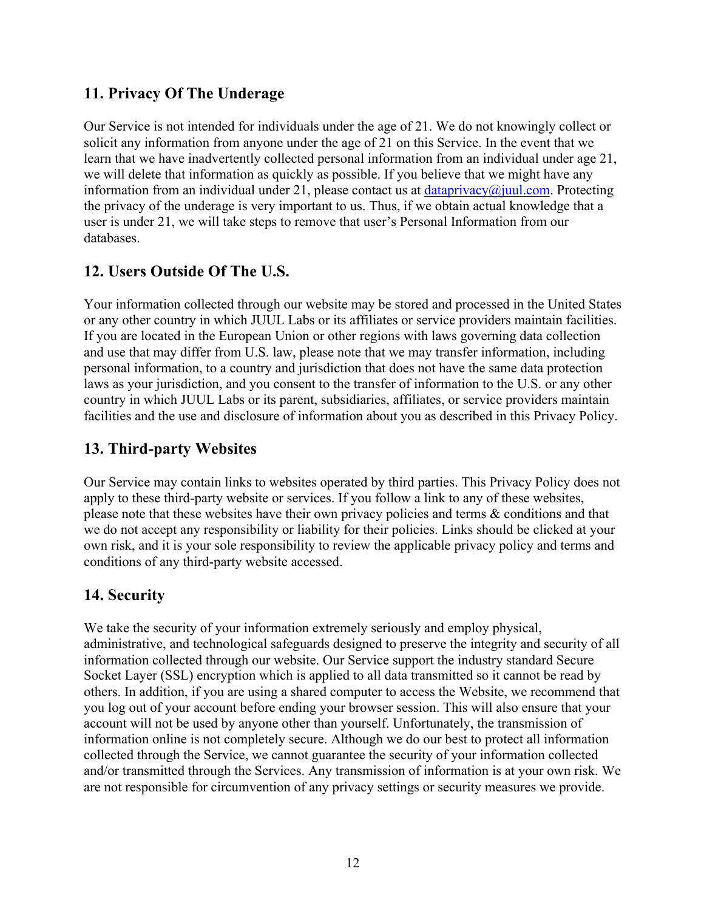## 11. Privacy Of The Underage

Our Service is not intended for individuals under the age of 21. We do not knowingly collect or solicit any information from anyone under the age of 21 on this Service. In the event that we learn that we have inadvertently collected personal information from an individual under age 21, we will delete that information as quickly as possible. If you believe that we might have any information from an individual under 21, please contact us at dataprivacy@juul.com. Protecting the privacy of the underage is very important to us. Thus, if we obtain actual knowledge that a user is under 21, we will take steps to remove that user's Personal Information from our databases.

## 12. Users Outside Of The U.S.

Your information collected through our website may be stored and processed in the United States or any other country in which JUUL Labs or its affiliates or service providers maintain facilities. If you are located in the European Union or other regions with laws governing data collection and use that may differ from U.S. law, please note that we may transfer information, including personal information, to a country and jurisdiction that does not have the same data protection laws as your jurisdiction, and you consent to the transfer of information to the U.S. or any other country in which JUUL Labs or its parent, subsidiaries, affiliates, or service providers maintain facilities and the use and disclosure of information about you as described in this Privacy Policy.

## 13. Third-party Websites

Our Service may contain links to websites operated by third parties. This Privacy Policy does not apply to these third-party website or services. If you follow a link to any of these websites, please note that these websites have their own privacy policies and terms & conditions and that we do not accept any responsibility or liability for their policies. Links should be clicked at your own risk, and it is your sole responsibility to review the applicable privacy policy and terms and conditions of any third-party website accessed.

## 14. Security

We take the security of your information extremely seriously and employ physical, administrative, and technological safeguards designed to preserve the integrity and security of all information collected through our website. Our Service support the industry standard Secure Socket Layer (SSL) encryption which is applied to all data transmitted so it cannot be read by others. In addition, if you are using a shared computer to access the Website, we recommend that you log out of your account before ending your browser session. This will also ensure that your account will not be used by anyone other than yourself. Unfortunately, the transmission of information online is not completely secure. Although we do our best to protect all information collected through the Service, we cannot guarantee the security of your information collected and/or transmitted through the Services. Any transmission of information is at your own risk. We are not responsible for circumvention of any privacy settings or security measures we provide.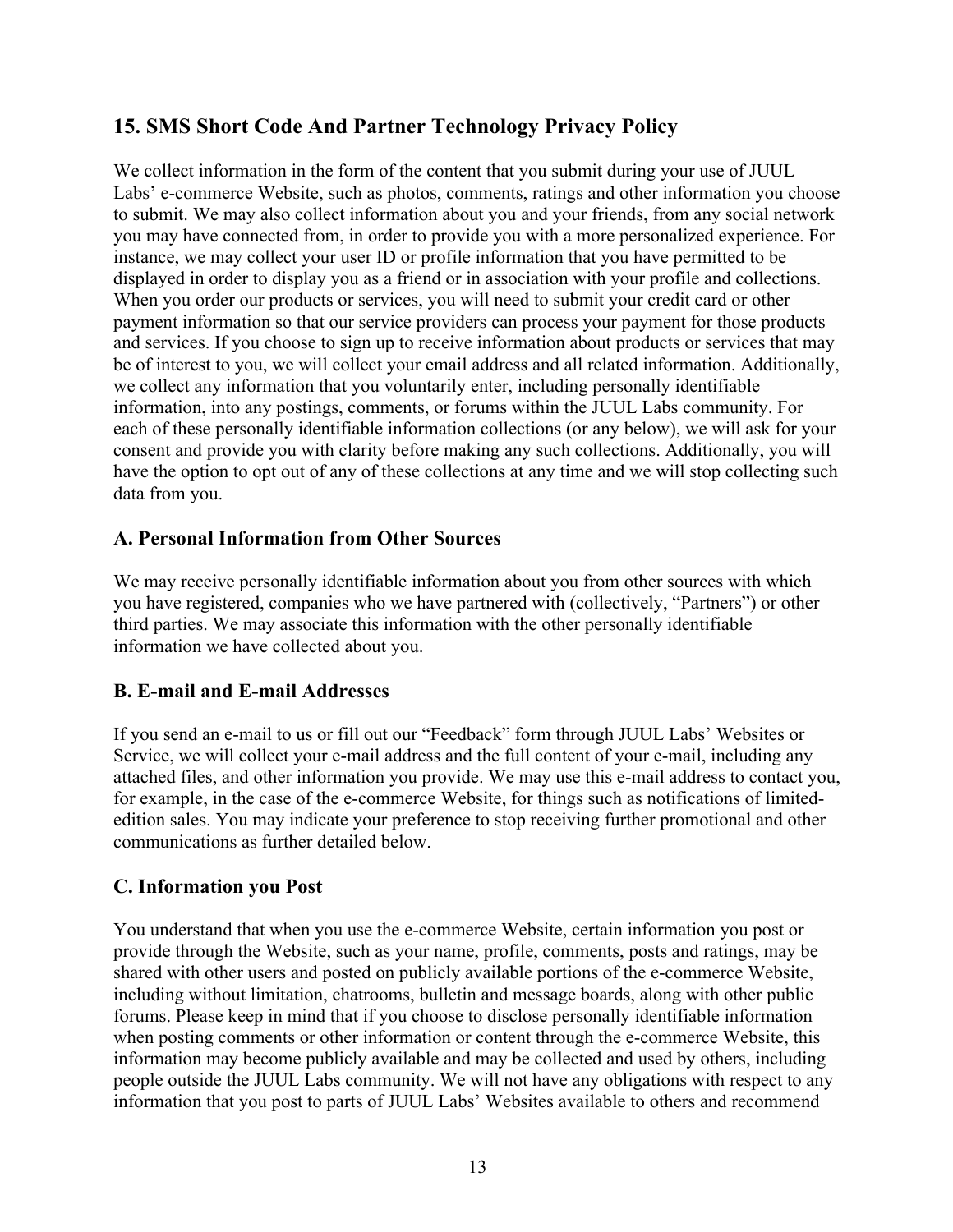## 15. SMS Short Code And Partner Technology Privacy Policy

We collect information in the form of the content that you submit during your use of JUUL Labs' e-commerce Website, such as photos, comments, ratings and other information you choose to submit. We may also collect information about you and your friends, from any social network you may have connected from, in order to provide you with a more personalized experience. For instance, we may collect your user ID or profile information that you have permitted to be displayed in order to display you as a friend or in association with your profile and collections. When you order our products or services, you will need to submit your credit card or other payment information so that our service providers can process your payment for those products and services. If you choose to sign up to receive information about products or services that may be of interest to you, we will collect your email address and all related information. Additionally, we collect any information that you voluntarily enter, including personally identifiable information, into any postings, comments, or forums within the JUUL Labs community. For each of these personally identifiable information collections (or any below), we will ask for your consent and provide you with clarity before making any such collections. Additionally, you will have the option to opt out of any of these collections at any time and we will stop collecting such data from you.

### A. Personal Information from Other Sources

We may receive personally identifiable information about you from other sources with which you have registered, companies who we have partnered with (collectively, "Partners") or other third parties. We may associate this information with the other personally identifiable information we have collected about you.

### B. E-mail and E-mail Addresses

If you send an e-mail to us or fill out our "Feedback" form through JUUL Labs' Websites or Service, we will collect your e-mail address and the full content of your e-mail, including any attached files, and other information you provide. We may use this e-mail address to contact you, for example, in the case of the e-commerce Website, for things such as notifications of limited-edition sales. You may indicate your preference to stop receiving further promotional and other communications as further detailed below.

### C. Information you Post

You understand that when you use the e-commerce Website, certain information you post or provide through the Website, such as your name, profile, comments, posts and ratings, may be shared with other users and posted on publicly available portions of the e-commerce Website, including without limitation, chatrooms, bulletin and message boards, along with other public forums. Please keep in mind that if you choose to disclose personally identifiable information when posting comments or other information or content through the e-commerce Website, this information may become publicly available and may be collected and used by others, including people outside the JUUL Labs community. We will not have any obligations with respect to any information that you post to parts of JUUL Labs' Websites available to others and recommend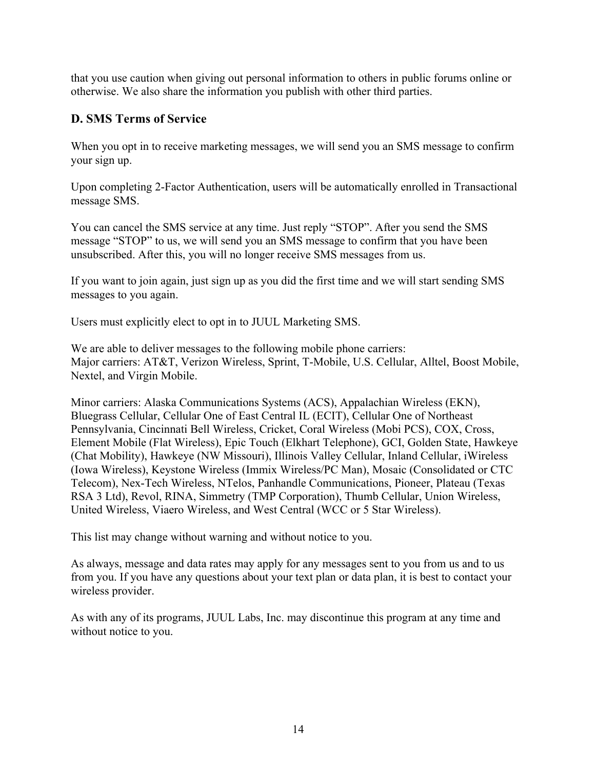that you use caution when giving out personal information to others in public forums online or otherwise. We also share the information you publish with other third parties.

### D. SMS Terms of Service

When you opt in to receive marketing messages, we will send you an SMS message to confirm your sign up.

Upon completing 2-Factor Authentication, users will be automatically enrolled in Transactional message SMS.

You can cancel the SMS service at any time. Just reply "STOP". After you send the SMS message "STOP" to us, we will send you an SMS message to confirm that you have been unsubscribed. After this, you will no longer receive SMS messages from us.

If you want to join again, just sign up as you did the first time and we will start sending SMS messages to you again.

Users must explicitly elect to opt in to JUUL Marketing SMS.

We are able to deliver messages to the following mobile phone carriers:
Major carriers: AT&T, Verizon Wireless, Sprint, T-Mobile, U.S. Cellular, Alltel, Boost Mobile, Nextel, and Virgin Mobile.

Minor carriers: Alaska Communications Systems (ACS), Appalachian Wireless (EKN), Bluegrass Cellular, Cellular One of East Central IL (ECIT), Cellular One of Northeast Pennsylvania, Cincinnati Bell Wireless, Cricket, Coral Wireless (Mobi PCS), COX, Cross, Element Mobile (Flat Wireless), Epic Touch (Elkhart Telephone), GCI, Golden State, Hawkeye (Chat Mobility), Hawkeye (NW Missouri), Illinois Valley Cellular, Inland Cellular, iWireless (Iowa Wireless), Keystone Wireless (Immix Wireless/PC Man), Mosaic (Consolidated or CTC Telecom), Nex-Tech Wireless, NTelos, Panhandle Communications, Pioneer, Plateau (Texas RSA 3 Ltd), Revol, RINA, Simmetry (TMP Corporation), Thumb Cellular, Union Wireless, United Wireless, Viaero Wireless, and West Central (WCC or 5 Star Wireless).

This list may change without warning and without notice to you.

As always, message and data rates may apply for any messages sent to you from us and to us from you. If you have any questions about your text plan or data plan, it is best to contact your wireless provider.

As with any of its programs, JUUL Labs, Inc. may discontinue this program at any time and without notice to you.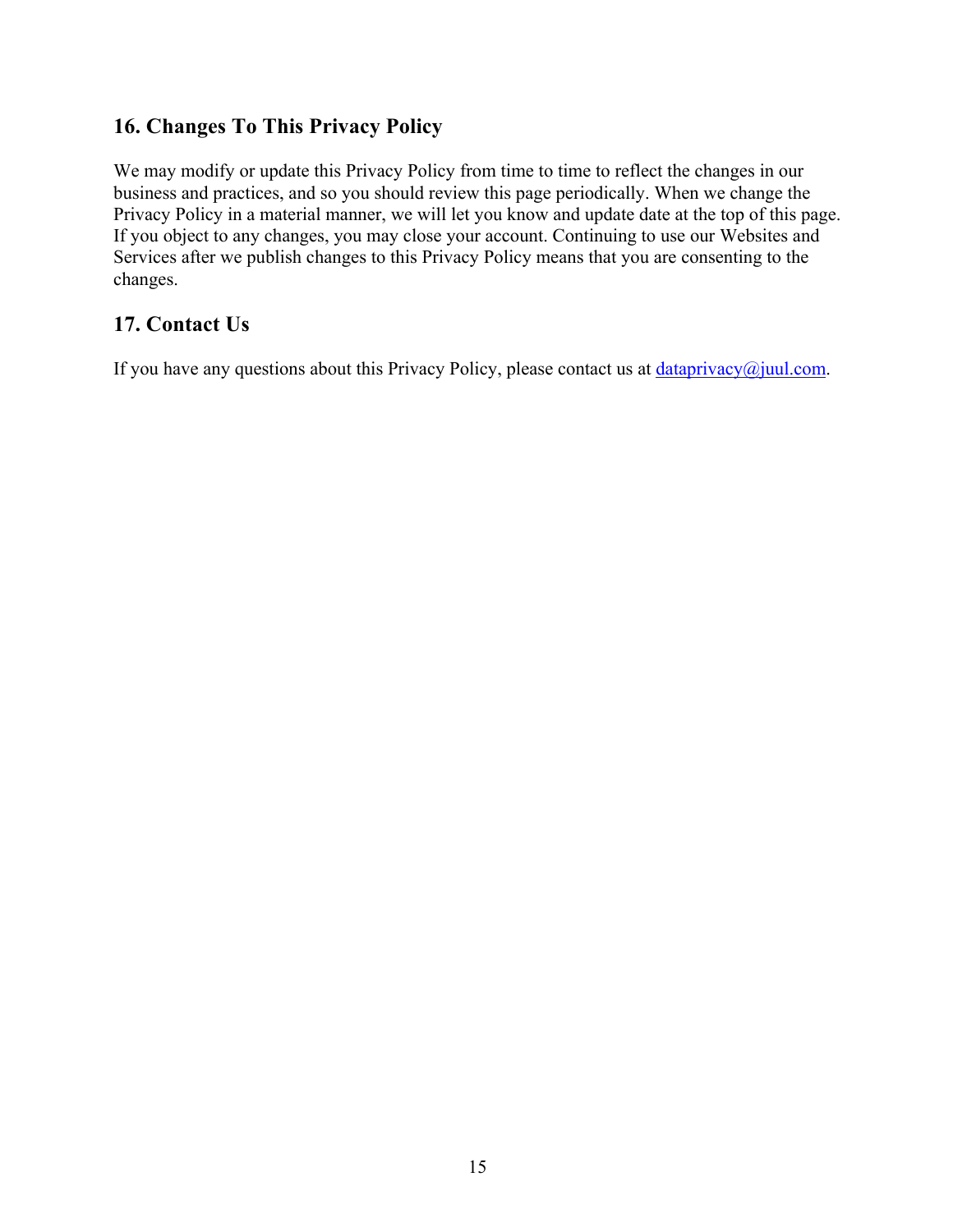## 16. Changes To This Privacy Policy

We may modify or update this Privacy Policy from time to time to reflect the changes in our business and practices, and so you should review this page periodically. When we change the Privacy Policy in a material manner, we will let you know and update date at the top of this page. If you object to any changes, you may close your account. Continuing to use our Websites and Services after we publish changes to this Privacy Policy means that you are consenting to the changes.

## 17. Contact Us

If you have any questions about this Privacy Policy, please contact us at dataprivacy@juul.com.